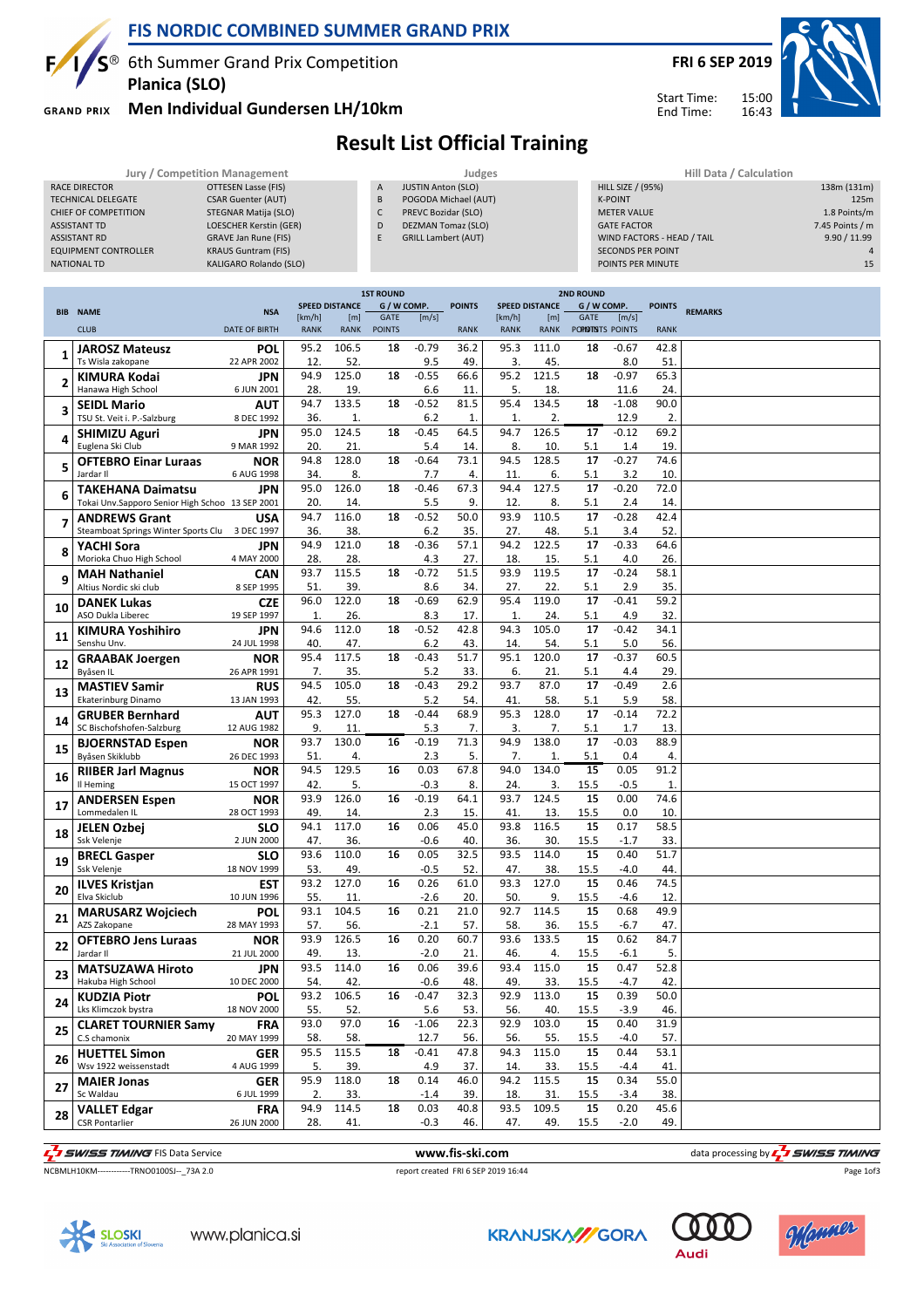# FIS NORDIC COMBINED SUMMER GRAND PRIX

## 6th Summer Grand Prix Competition
## Planica (SLO)
## Men Individual Gundersen LH/10km

**FRI 6 SEP 2019**

Start Time: 15:00
End Time: 16:43

# Result List Official Training

| Jury / Competition Management | |
|---|---|
| RACE DIRECTOR | OTTESEN Lasse (FIS) |
| TECHNICAL DELEGATE | CSAR Guenter (AUT) |
| CHIEF OF COMPETITION | STEGNAR Matija (SLO) |
| ASSISTANT TD | LOESCHER Kerstin (GER) |
| ASSISTANT RD | GRAVE Jan Rune (FIS) |
| EQUIPMENT CONTROLLER | KRAUS Guntram (FIS) |
| NATIONAL TD | KALIGARO Rolando (SLO) |

| Judges | |
|---|---|
| A | JUSTIN Anton (SLO) |
| B | POGODA Michael (AUT) |
| C | PREVC Bozidar (SLO) |
| D | DEZMAN Tomaz (SLO) |
| E | GRILL Lambert (AUT) |

| Hill Data / Calculation | |
|---|---|
| HILL SIZE / (95%) | 138m (131m) |
| K-POINT | 125m |
| METER VALUE | 1.8 Points/m |
| GATE FACTOR | 7.45 Points / m |
| WIND FACTORS - HEAD / TAIL | 9.90 / 11.99 |
| SECONDS PER POINT | 4 |
| POINTS PER MINUTE | 15 |

| BIB | NAME / CLUB | NSA / DATE OF BIRTH | 1ST ROUND SPEED [km/h] / RANK | DISTANCE [m] / RANK | GATE / POINTS | WIND [m/s] / POINTS | POINTS / RANK | 2ND ROUND SPEED [km/h] / RANK | DISTANCE [m] / RANK | GATE / POINTS | WIND [m/s] / POINTS | POINTS / RANK | REMARKS |
|---|---|---|---|---|---|---|---|---|---|---|---|---|---|
| 1 | **JAROSZ Mateusz** | **POL** | 95.2 | 106.5 | 18 | -0.79 | 36.2 | 95.3 | 111.0 | 18 | -0.67 | 42.8 | |
| | Ts Wisla zakopane | 22 APR 2002 | 12. | 52. | | 9.5 | 49. | 3. | 45. | | 8.0 | 51. | |
| 2 | **KIMURA Kodai** | **JPN** | 94.9 | 125.0 | 18 | -0.55 | 66.6 | 95.2 | 121.5 | 18 | -0.97 | 65.3 | |
| | Hanawa High School | 6 JUN 2001 | 28. | 19. | | 6.6 | 11. | 5. | 18. | | 11.6 | 24. | |
| 3 | **SEIDL Mario** | **AUT** | 94.7 | 133.5 | 18 | -0.52 | 81.5 | 95.4 | 134.5 | 18 | -1.08 | 90.0 | |
| | TSU St. Veit i. P.-Salzburg | 8 DEC 1992 | 36. | 1. | | 6.2 | 1. | 1. | 2. | | 12.9 | 2. | |
| 4 | **SHIMIZU Aguri** | **JPN** | 95.0 | 124.5 | 18 | -0.45 | 64.5 | 94.7 | 126.5 | 17 | -0.12 | 69.2 | |
| | Euglena Ski Club | 9 MAR 1992 | 20. | 21. | | 5.4 | 14. | 8. | 10. | 5.1 | 1.4 | 19. | |
| 5 | **OFTEBRO Einar Luraas** | **NOR** | 94.8 | 128.0 | 18 | -0.64 | 73.1 | 94.5 | 128.5 | 17 | -0.27 | 74.6 | |
| | Jardar II | 6 AUG 1998 | 34. | 8. | | 7.7 | 4. | 11. | 6. | 5.1 | 3.2 | 10. | |
| 6 | **TAKEHANA Daimatsu** | **JPN** | 95.0 | 126.0 | 18 | -0.46 | 67.3 | 94.4 | 127.5 | 17 | -0.20 | 72.0 | |
| | Tokai Unv.Sapporo Senior High Schoo | 13 SEP 2001 | 20. | 14. | | 5.5 | 9. | 12. | 8. | 5.1 | 2.4 | 14. | |
| 7 | **ANDREWS Grant** | **USA** | 94.7 | 116.0 | 18 | -0.52 | 50.0 | 93.9 | 110.5 | 17 | -0.28 | 42.4 | |
| | Steamboat Springs Winter Sports Clu | 3 DEC 1997 | 36. | 38. | | 6.2 | 35. | 27. | 48. | 5.1 | 3.4 | 52. | |
| 8 | **YACHI Sora** | **JPN** | 94.9 | 121.0 | 18 | -0.36 | 57.1 | 94.2 | 122.5 | 17 | -0.33 | 64.6 | |
| | Morioka Chuo High School | 4 MAY 2000 | 28. | 28. | | 4.3 | 27. | 18. | 15. | 5.1 | 4.0 | 26. | |
| 9 | **MAH Nathaniel** | **CAN** | 93.7 | 115.5 | 18 | -0.72 | 51.5 | 93.9 | 119.5 | 17 | -0.24 | 58.1 | |
| | Altius Nordic ski club | 8 SEP 1995 | 51. | 39. | | 8.6 | 34. | 27. | 22. | 5.1 | 2.9 | 35. | |
| 10 | **DANEK Lukas** | **CZE** | 96.0 | 122.0 | 18 | -0.69 | 62.9 | 95.4 | 119.0 | 17 | -0.41 | 59.2 | |
| | ASO Dukla Liberec | 19 SEP 1997 | 1. | 26. | | 8.3 | 17. | 1. | 24. | 5.1 | 4.9 | 32. | |
| 11 | **KIMURA Yoshihiro** | **JPN** | 94.6 | 112.0 | 18 | -0.52 | 42.8 | 94.3 | 105.0 | 17 | -0.42 | 34.1 | |
| | Senshu Unv. | 24 JUL 1998 | 40. | 47. | | 6.2 | 43. | 14. | 54. | 5.1 | 5.0 | 56. | |
| 12 | **GRAABAK Joergen** | **NOR** | 95.4 | 117.5 | 18 | -0.43 | 51.7 | 95.1 | 120.0 | 17 | -0.37 | 60.5 | |
| | Byåsen IL | 26 APR 1991 | 7. | 35. | | 5.2 | 33. | 6. | 21. | 5.1 | 4.4 | 29. | |
| 13 | **MASTIEV Samir** | **RUS** | 94.5 | 105.0 | 18 | -0.43 | 29.2 | 93.7 | 87.0 | 17 | -0.49 | 2.6 | |
| | Ekaterinburg Dinamo | 13 JAN 1993 | 42. | 55. | | 5.2 | 54. | 41. | 58. | 5.1 | 5.9 | 58. | |
| 14 | **GRUBER Bernhard** | **AUT** | 95.3 | 127.0 | 18 | -0.44 | 68.9 | 95.3 | 128.0 | 17 | -0.14 | 72.2 | |
| | SC Bischofshofen-Salzburg | 12 AUG 1982 | 9. | 11. | | 5.3 | 7. | 3. | 7. | 5.1 | 1.7 | 13. | |
| 15 | **BJOERNSTAD Espen** | **NOR** | 93.7 | 130.0 | 16 | -0.19 | 71.3 | 94.9 | 138.0 | 17 | -0.03 | 88.9 | |
| | Byåsen Skiklubb | 26 DEC 1993 | 51. | 4. | | 2.3 | 5. | 7. | 1. | 5.1 | 0.4 | 4. | |
| 16 | **RIIBER Jarl Magnus** | **NOR** | 94.5 | 129.5 | 16 | 0.03 | 67.8 | 94.0 | 134.0 | 15 | 0.05 | 91.2 | |
| | Il Heming | 15 OCT 1997 | 42. | 5. | | -0.3 | 8. | 24. | 3. | 15.5 | -0.5 | 1. | |
| 17 | **ANDERSEN Espen** | **NOR** | 93.9 | 126.0 | 16 | -0.19 | 64.1 | 93.7 | 124.5 | 15 | 0.00 | 74.6 | |
| | Lommedalen IL | 28 OCT 1993 | 49. | 14. | | 2.3 | 15. | 41. | 13. | 15.5 | 0.0 | 10. | |
| 18 | **JELEN Ozbej** | **SLO** | 94.1 | 117.0 | 16 | 0.06 | 45.0 | 93.8 | 116.5 | 15 | 0.17 | 58.5 | |
| | Ssk Velenje | 2 JUN 2000 | 47. | 36. | | -0.6 | 40. | 36. | 30. | 15.5 | -1.7 | 33. | |
| 19 | **BRECL Gasper** | **SLO** | 93.6 | 110.0 | 16 | 0.05 | 32.5 | 93.5 | 114.0 | 15 | 0.40 | 51.7 | |
| | Ssk Velenje | 18 NOV 1999 | 53. | 49. | | -0.5 | 52. | 47. | 38. | 15.5 | -4.0 | 44. | |
| 20 | **ILVES Kristjan** | **EST** | 93.2 | 127.0 | 16 | 0.26 | 61.0 | 93.3 | 127.0 | 15 | 0.46 | 74.5 | |
| | Elva Skiclub | 10 JUN 1996 | 55. | 11. | | -2.6 | 20. | 50. | 9. | 15.5 | -4.6 | 12. | |
| 21 | **MARUSARZ Wojciech** | **POL** | 93.1 | 104.5 | 16 | 0.21 | 21.0 | 92.7 | 114.5 | 15 | 0.68 | 49.9 | |
| | AZS Zakopane | 28 MAY 1993 | 57. | 56. | | -2.1 | 57. | 58. | 36. | 15.5 | -6.7 | 47. | |
| 22 | **OFTEBRO Jens Luraas** | **NOR** | 93.9 | 126.5 | 16 | 0.20 | 60.7 | 93.6 | 133.5 | 15 | 0.62 | 84.7 | |
| | Jardar II | 21 JUL 2000 | 49. | 13. | | -2.0 | 21. | 46. | 4. | 15.5 | -6.1 | 5. | |
| 23 | **MATSUZAWA Hiroto** | **JPN** | 93.5 | 114.0 | 16 | 0.06 | 39.6 | 93.4 | 115.0 | 15 | 0.47 | 52.8 | |
| | Hakuba High School | 10 DEC 2000 | 54. | 42. | | -0.6 | 48. | 49. | 33. | 15.5 | -4.7 | 42. | |
| 24 | **KUDZIA Piotr** | **POL** | 93.2 | 106.5 | 16 | -0.47 | 32.3 | 92.9 | 113.0 | 15 | 0.39 | 50.0 | |
| | Lks Klimczok bystra | 18 NOV 2000 | 55. | 52. | | 5.6 | 53. | 56. | 40. | 15.5 | -3.9 | 46. | |
| 25 | **CLARET TOURNIER Samy** | **FRA** | 93.0 | 97.0 | 16 | -1.06 | 22.3 | 92.9 | 103.0 | 15 | 0.40 | 31.9 | |
| | C.S chamonix | 20 MAY 1999 | 58. | 58. | | 12.7 | 56. | 56. | 55. | 15.5 | -4.0 | 57. | |
| 26 | **HUETTEL Simon** | **GER** | 95.5 | 115.5 | 18 | -0.41 | 47.8 | 94.3 | 115.0 | 15 | 0.44 | 53.1 | |
| | Wsv 1922 weissenstadt | 4 AUG 1999 | 5. | 39. | | 4.9 | 37. | 14. | 33. | 15.5 | -4.4 | 41. | |
| 27 | **MAIER Jonas** | **GER** | 95.9 | 118.0 | 18 | 0.14 | 46.0 | 94.2 | 115.5 | 15 | 0.34 | 55.0 | |
| | Sc Waldau | 6 JUL 1999 | 2. | 33. | | -1.4 | 39. | 18. | 31. | 15.5 | -3.4 | 38. | |
| 28 | **VALLET Edgar** | **FRA** | 94.9 | 114.5 | 18 | 0.03 | 40.8 | 93.5 | 109.5 | 15 | 0.20 | 45.6 | |
| | CSR Pontarlier | 26 JUN 2000 | 28. | 41. | | -0.3 | 46. | 47. | 49. | 15.5 | -2.0 | 49. | |

NCBMLH10KM------------TRNO0100SJ--_73A 2.0 — report created FRI 6 SEP 2019 16:44

www.fis-ski.com — data processing by SWISS TIMING

www.planica.si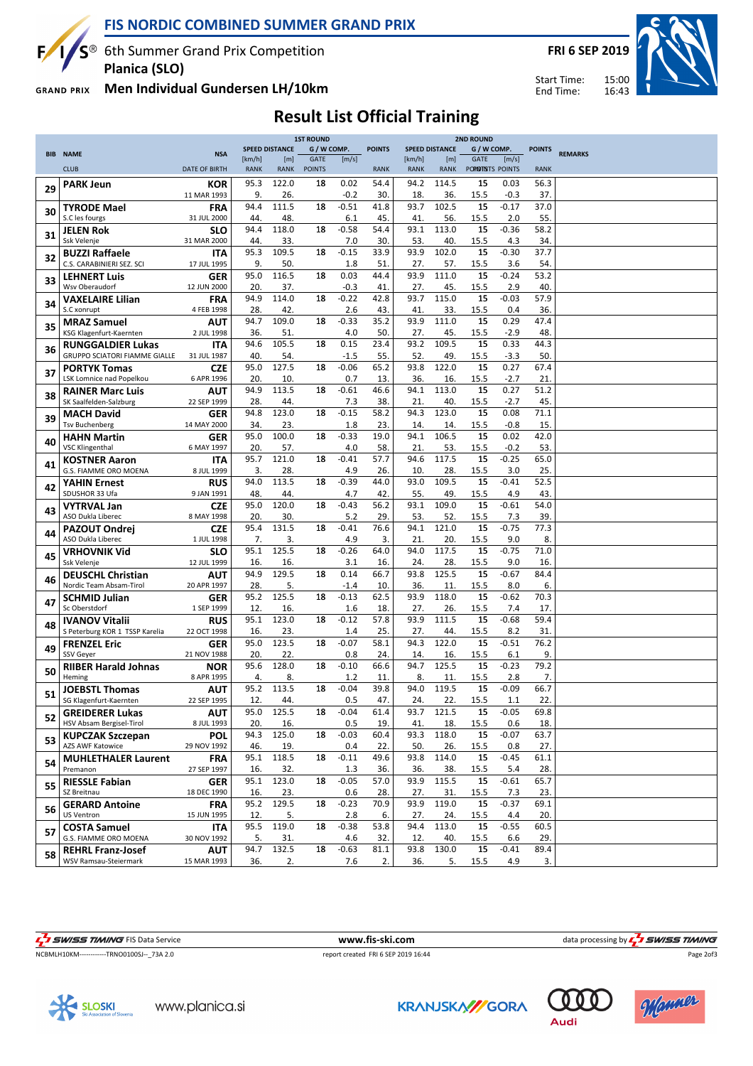# FIS NORDIC COMBINED SUMMER GRAND PRIX

6th Summer Grand Prix Competition
**Planica (SLO)**

**Men Individual Gundersen LH/10km**

**FRI 6 SEP 2019**

Start Time: 15:00
End Time: 16:43

## Result List Official Training

| BIB | NAME / CLUB | NSA / DATE OF BIRTH | 1ST ROUND SPEED [km/h] / RANK | DISTANCE [m] / RANK | G / W COMP. GATE / POINTS | [m/s] | POINTS / RANK | 2ND ROUND SPEED [km/h] / RANK | DISTANCE [m] / RANK | G / W COMP. GATE / POINTS | [m/s] / POINTS | POINTS / RANK | REMARKS |
|---|---|---|---|---|---|---|---|---|---|---|---|---|---|
| 29 | **PARK Jeun** | **KOR** | 95.3 | 122.0 | 18 | 0.02 | 54.4 | 94.2 | 114.5 | 15 | 0.03 | 56.3 | |
| | | 11 MAR 1993 | 9. | 26. | | -0.2 | 30. | 18. | 36. | 15.5 | -0.3 | 37. | |
| 30 | **TYRODE Mael** | **FRA** | 94.4 | 111.5 | 18 | -0.51 | 41.8 | 93.7 | 102.5 | 15 | -0.17 | 37.0 | |
| | S.C les fourgs | 31 JUL 2000 | 44. | 48. | | 6.1 | 45. | 41. | 56. | 15.5 | 2.0 | 55. | |
| 31 | **JELEN Rok** | **SLO** | 94.4 | 118.0 | 18 | -0.58 | 54.4 | 93.1 | 113.0 | 15 | -0.36 | 58.2 | |
| | Ssk Velenje | 31 MAR 2000 | 44. | 33. | | 7.0 | 30. | 53. | 40. | 15.5 | 4.3 | 34. | |
| 32 | **BUZZI Raffaele** | **ITA** | 95.3 | 109.5 | 18 | -0.15 | 33.9 | 93.9 | 102.0 | 15 | -0.30 | 37.7 | |
| | C.S. CARABINIERI SEZ. SCI | 17 JUL 1995 | 9. | 50. | | 1.8 | 51. | 27. | 57. | 15.5 | 3.6 | 54. | |
| 33 | **LEHNERT Luis** | **GER** | 95.0 | 116.5 | 18 | 0.03 | 44.4 | 93.9 | 111.0 | 15 | -0.24 | 53.2 | |
| | Wsv Oberaudorf | 12 JUN 2000 | 20. | 37. | | -0.3 | 41. | 27. | 45. | 15.5 | 2.9 | 40. | |
| 34 | **VAXELAIRE Lilian** | **FRA** | 94.9 | 114.0 | 18 | -0.22 | 42.8 | 93.7 | 115.0 | 15 | -0.03 | 57.9 | |
| | S.C xonrupt | 4 FEB 1998 | 28. | 42. | | 2.6 | 43. | 41. | 33. | 15.5 | 0.4 | 36. | |
| 35 | **MRAZ Samuel** | **AUT** | 94.7 | 109.0 | 18 | -0.33 | 35.2 | 93.9 | 111.0 | 15 | 0.29 | 47.4 | |
| | KSG Klagenfurt-Kaernten | 2 JUL 1998 | 36. | 51. | | 4.0 | 50. | 27. | 45. | 15.5 | -2.9 | 48. | |
| 36 | **RUNGGALDIER Lukas** | **ITA** | 94.6 | 105.5 | 18 | 0.15 | 23.4 | 93.2 | 109.5 | 15 | 0.33 | 44.3 | |
| | GRUPPO SCIATORI FIAMME GIALLE | 31 JUL 1987 | 40. | 54. | | -1.5 | 55. | 52. | 49. | 15.5 | -3.3 | 50. | |
| 37 | **PORTYK Tomas** | **CZE** | 95.0 | 127.5 | 18 | -0.06 | 65.2 | 93.8 | 122.0 | 15 | 0.27 | 67.4 | |
| | LSK Lomnice nad Popelkou | 6 APR 1996 | 20. | 10. | | 0.7 | 13. | 36. | 16. | 15.5 | -2.7 | 21. | |
| 38 | **RAINER Marc Luis** | **AUT** | 94.9 | 113.5 | 18 | -0.61 | 46.6 | 94.1 | 113.0 | 15 | 0.27 | 51.2 | |
| | SK Saalfelden-Salzburg | 22 SEP 1999 | 28. | 44. | | 7.3 | 38. | 21. | 40. | 15.5 | -2.7 | 45. | |
| 39 | **MACH David** | **GER** | 94.8 | 123.0 | 18 | -0.15 | 58.2 | 94.3 | 123.0 | 15 | 0.08 | 71.1 | |
| | Tsv Buchenberg | 14 MAY 2000 | 34. | 23. | | 1.8 | 23. | 14. | 14. | 15.5 | -0.8 | 15. | |
| 40 | **HAHN Martin** | **GER** | 95.0 | 100.0 | 18 | -0.33 | 19.0 | 94.1 | 106.5 | 15 | 0.02 | 42.0 | |
| | VSC Klingenthal | 6 MAY 1997 | 20. | 57. | | 4.0 | 58. | 21. | 53. | 15.5 | -0.2 | 53. | |
| 41 | **KOSTNER Aaron** | **ITA** | 95.7 | 121.0 | 18 | -0.41 | 57.7 | 94.6 | 117.5 | 15 | -0.25 | 65.0 | |
| | G.S. FIAMME ORO MOENA | 8 JUL 1999 | 3. | 28. | | 4.9 | 26. | 10. | 28. | 15.5 | 3.0 | 25. | |
| 42 | **YAHIN Ernest** | **RUS** | 94.0 | 113.5 | 18 | -0.39 | 44.0 | 93.0 | 109.5 | 15 | -0.41 | 52.5 | |
| | SDUSHOR 33 Ufa | 9 JAN 1991 | 48. | 44. | | 4.7 | 42. | 55. | 49. | 15.5 | 4.9 | 43. | |
| 43 | **VYTRVAL Jan** | **CZE** | 95.0 | 120.0 | 18 | -0.43 | 56.2 | 93.1 | 109.0 | 15 | -0.61 | 54.0 | |
| | ASO Dukla Liberec | 8 MAY 1998 | 20. | 30. | | 5.2 | 29. | 53. | 52. | 15.5 | 7.3 | 39. | |
| 44 | **PAZOUT Ondrej** | **CZE** | 95.4 | 131.5 | 18 | -0.41 | 76.6 | 94.1 | 121.0 | 15 | -0.75 | 77.3 | |
| | ASO Dukla Liberec | 1 JUL 1998 | 7. | 3. | | 4.9 | 3. | 21. | 20. | 15.5 | 9.0 | 8. | |
| 45 | **VRHOVNIK Vid** | **SLO** | 95.1 | 125.5 | 18 | -0.26 | 64.0 | 94.0 | 117.5 | 15 | -0.75 | 71.0 | |
| | Ssk Velenje | 12 JUL 1999 | 16. | 16. | | 3.1 | 16. | 24. | 28. | 15.5 | 9.0 | 16. | |
| 46 | **DEUSCHL Christian** | **AUT** | 94.9 | 129.5 | 18 | 0.14 | 66.7 | 93.8 | 125.5 | 15 | -0.67 | 84.4 | |
| | Nordic Team Absam-Tirol | 20 APR 1997 | 28. | 5. | | -1.4 | 10. | 36. | 11. | 15.5 | 8.0 | 6. | |
| 47 | **SCHMID Julian** | **GER** | 95.2 | 125.5 | 18 | -0.13 | 62.5 | 93.9 | 118.0 | 15 | -0.62 | 70.3 | |
| | Sc Oberstdorf | 1 SEP 1999 | 12. | 16. | | 1.6 | 18. | 27. | 26. | 15.5 | 7.4 | 17. | |
| 48 | **IVANOV Vitalii** | **RUS** | 95.1 | 123.0 | 18 | -0.12 | 57.8 | 93.9 | 111.5 | 15 | -0.68 | 59.4 | |
| | S Peterburg KOR 1 TSSP Karelia | 22 OCT 1998 | 16. | 23. | | 1.4 | 25. | 27. | 44. | 15.5 | 8.2 | 31. | |
| 49 | **FRENZEL Eric** | **GER** | 95.0 | 123.5 | 18 | -0.07 | 58.1 | 94.3 | 122.0 | 15 | -0.51 | 76.2 | |
| | SSV Geyer | 21 NOV 1988 | 20. | 22. | | 0.8 | 24. | 14. | 16. | 15.5 | 6.1 | 9. | |
| 50 | **RIIBER Harald Johnas** | **NOR** | 95.6 | 128.0 | 18 | -0.10 | 66.6 | 94.7 | 125.5 | 15 | -0.23 | 79.2 | |
| | Heming | 8 APR 1995 | 4. | 8. | | 1.2 | 11. | 8. | 11. | 15.5 | 2.8 | 7. | |
| 51 | **JOEBSTL Thomas** | **AUT** | 95.2 | 113.5 | 18 | -0.04 | 39.8 | 94.0 | 119.5 | 15 | -0.09 | 66.7 | |
| | SG Klagenfurt-Kaernten | 22 SEP 1995 | 12. | 44. | | 0.5 | 47. | 24. | 22. | 15.5 | 1.1 | 22. | |
| 52 | **GREIDERER Lukas** | **AUT** | 95.0 | 125.5 | 18 | -0.04 | 61.4 | 93.7 | 121.5 | 15 | -0.05 | 69.8 | |
| | HSV Absam Bergisel-Tirol | 8 JUL 1993 | 20. | 16. | | 0.5 | 19. | 41. | 18. | 15.5 | 0.6 | 18. | |
| 53 | **KUPCZAK Szczepan** | **POL** | 94.3 | 125.0 | 18 | -0.03 | 60.4 | 93.3 | 118.0 | 15 | -0.07 | 63.7 | |
| | AZS AWF Katowice | 29 NOV 1992 | 46. | 19. | | 0.4 | 22. | 50. | 26. | 15.5 | 0.8 | 27. | |
| 54 | **MUHLETHALER Laurent** | **FRA** | 95.1 | 118.5 | 18 | -0.11 | 49.6 | 93.8 | 114.0 | 15 | -0.45 | 61.1 | |
| | Premanon | 27 SEP 1997 | 16. | 32. | | 1.3 | 36. | 36. | 38. | 15.5 | 5.4 | 28. | |
| 55 | **RIESSLE Fabian** | **GER** | 95.1 | 123.0 | 18 | -0.05 | 57.0 | 93.9 | 115.5 | 15 | -0.61 | 65.7 | |
| | SZ Breitnau | 18 DEC 1990 | 16. | 23. | | 0.6 | 28. | 27. | 31. | 15.5 | 7.3 | 23. | |
| 56 | **GERARD Antoine** | **FRA** | 95.2 | 129.5 | 18 | -0.23 | 70.9 | 93.9 | 119.0 | 15 | -0.37 | 69.1 | |
| | US Ventron | 15 JUN 1995 | 12. | 5. | | 2.8 | 6. | 27. | 24. | 15.5 | 4.4 | 20. | |
| 57 | **COSTA Samuel** | **ITA** | 95.5 | 119.0 | 18 | -0.38 | 53.8 | 94.4 | 113.0 | 15 | -0.55 | 60.5 | |
| | G.S. FIAMME ORO MOENA | 30 NOV 1992 | 5. | 31. | | 4.6 | 32. | 12. | 40. | 15.5 | 6.6 | 29. | |
| 58 | **REHRL Franz-Josef** | **AUT** | 94.7 | 132.5 | 18 | -0.63 | 81.1 | 93.8 | 130.0 | 15 | -0.41 | 89.4 | |
| | WSV Ramsau-Steiermark | 15 MAR 1993 | 36. | 2. | | 7.6 | 2. | 36. | 5. | 15.5 | 4.9 | 3. | |

SWISS TIMING FIS Data Service www.fis-ski.com data processing by SWISS TIMING

NCBMLH10KM------------TRNO0100SJ--_73A 2.0 report created FRI 6 SEP 2019 16:44

www.planica.si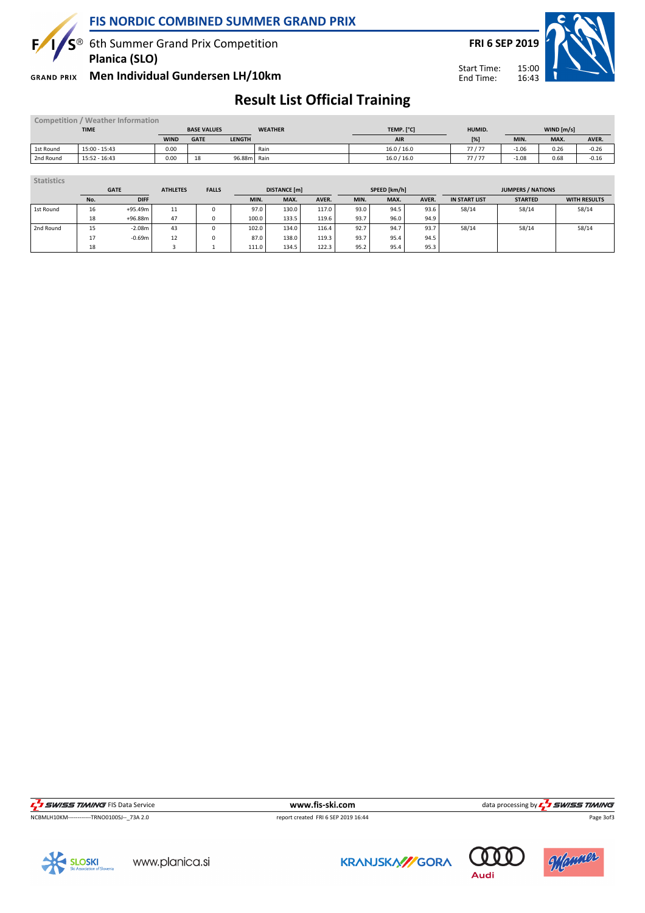# FIS NORDIC COMBINED SUMMER GRAND PRIX

6th Summer Grand Prix Competition
**Planica (SLO)**
**Men Individual Gundersen LH/10km**

**FRI 6 SEP 2019**

Start Time: 15:00
End Time: 16:43

## Result List Official Training

**Competition / Weather Information**

| TIME | | BASE VALUES | | | WEATHER | TEMP. [°C] | HUMID. | WIND [m/s] | | |
|---|---|---|---|---|---|---|---|---|---|---|
| | | WIND | GATE | LENGTH | | AIR | [%] | MIN. | MAX. | AVER. |
| 1st Round | 15:00 - 15:43 | 0.00 | | | Rain | 16.0 / 16.0 | 77 / 77 | -1.06 | 0.26 | -0.26 |
| 2nd Round | 15:52 - 16:43 | 0.00 | 18 | 96.88m | Rain | 16.0 / 16.0 | 77 / 77 | -1.08 | 0.68 | -0.16 |

**Statistics**

| | GATE | | ATHLETES | FALLS | DISTANCE [m] | | | SPEED [km/h] | | | JUMPERS / NATIONS | | |
|---|---|---|---|---|---|---|---|---|---|---|---|---|---|
| | No. | DIFF | | | MIN. | MAX. | AVER. | MIN. | MAX. | AVER. | IN START LIST | STARTED | WITH RESULTS |
| 1st Round | 16 | +95.49m | 11 | 0 | 97.0 | 130.0 | 117.0 | 93.0 | 94.5 | 93.6 | 58/14 | 58/14 | 58/14 |
| | 18 | +96.88m | 47 | 0 | 100.0 | 133.5 | 119.6 | 93.7 | 96.0 | 94.9 | | | |
| 2nd Round | 15 | -2.08m | 43 | 0 | 102.0 | 134.0 | 116.4 | 92.7 | 94.7 | 93.7 | 58/14 | 58/14 | 58/14 |
| | 17 | -0.69m | 12 | 0 | 87.0 | 138.0 | 119.3 | 93.7 | 95.4 | 94.5 | | | |
| | 18 | | 3 | 1 | 111.0 | 134.5 | 122.3 | 95.2 | 95.4 | 95.3 | | | |

SWISS TIMING FIS Data Service — www.fis-ski.com — data processing by SWISS TIMING

NCBMLH10KM------------TRNO0100SJ--_73A 2.0 — report created FRI 6 SEP 2019 16:44

www.planica.si